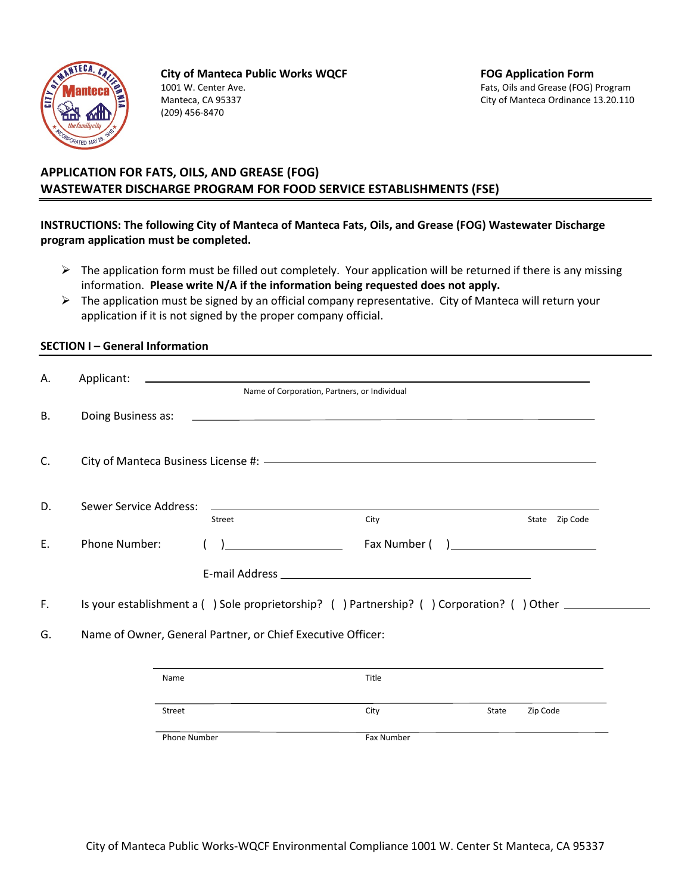**City of Manteca Public Works WQCF**
1001 W. Center Ave.
Manteca, CA 95337
(209) 456-8470

**FOG Application Form**
Fats, Oils and Grease (FOG) Program
City of Manteca Ordinance 13.20.110

## APPLICATION FOR FATS, OILS, AND GREASE (FOG) WASTEWATER DISCHARGE PROGRAM FOR FOOD SERVICE ESTABLISHMENTS (FSE)

**INSTRUCTIONS: The following City of Manteca of Manteca Fats, Oils, and Grease (FOG) Wastewater Discharge program application must be completed.**

- The application form must be filled out completely. Your application will be returned if there is any missing information. **Please write N/A if the information being requested does not apply.**
- The application must be signed by an official company representative. City of Manteca will return your application if it is not signed by the proper company official.

### SECTION I – General Information

A. Applicant: ______________________________________________
Name of Corporation, Partners, or Individual

B. Doing Business as: ______________________________________________

C. City of Manteca Business License #: ______________________________________________

D. Sewer Service Address: ______________________________________________
Street City State Zip Code

E. Phone Number: ( ) ____________________ Fax Number ( ) ____________________

E-mail Address ______________________________________________

F. Is your establishment a ( ) Sole proprietorship? ( ) Partnership? ( ) Corporation? ( ) Other ____________

G. Name of Owner, General Partner, or Chief Executive Officer:

______________________________________________
Name Title

______________________________________________
Street City State Zip Code

______________________________________________
Phone Number Fax Number

City of Manteca Public Works-WQCF Environmental Compliance 1001 W. Center St Manteca, CA 95337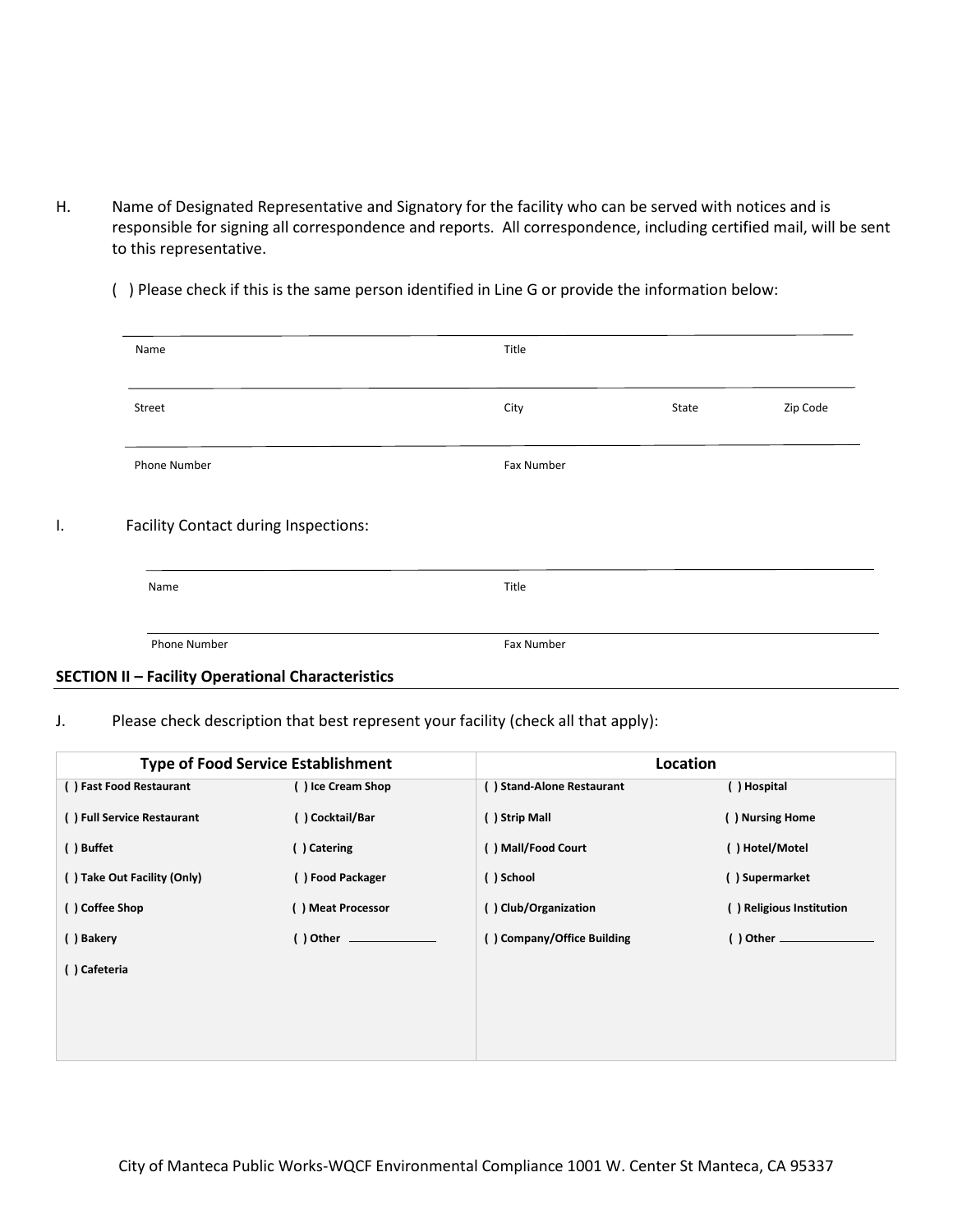H. Name of Designated Representative and Signatory for the facility who can be served with notices and is responsible for signing all correspondence and reports. All correspondence, including certified mail, will be sent to this representative.

( ) Please check if this is the same person identified in Line G or provide the information below:

| Name | Title | | |
|---|---|---|---|
| Street | City | State | Zip Code |
| Phone Number | Fax Number | | |

I. Facility Contact during Inspections:

| Name | Title |
|---|---|
| Phone Number | Fax Number |

**SECTION II – Facility Operational Characteristics**

J. Please check description that best represent your facility (check all that apply):

| **Type of Food Service Establishment** | | **Location** | |
|---|---|---|---|
| **( ) Fast Food Restaurant** | **( ) Ice Cream Shop** | **( ) Stand-Alone Restaurant** | **( ) Hospital** |
| **( ) Full Service Restaurant** | **( ) Cocktail/Bar** | **( ) Strip Mall** | **( ) Nursing Home** |
| **( ) Buffet** | **( ) Catering** | **( ) Mall/Food Court** | **( ) Hotel/Motel** |
| **( ) Take Out Facility (Only)** | **( ) Food Packager** | **( ) School** | **( ) Supermarket** |
| **( ) Coffee Shop** | **( ) Meat Processor** | **( ) Club/Organization** | **( ) Religious Institution** |
| **( ) Bakery** | **( ) Other** ______ | **( ) Company/Office Building** | **( ) Other** ______ |
| **( ) Cafeteria** | | | |

City of Manteca Public Works-WQCF Environmental Compliance 1001 W. Center St Manteca, CA 95337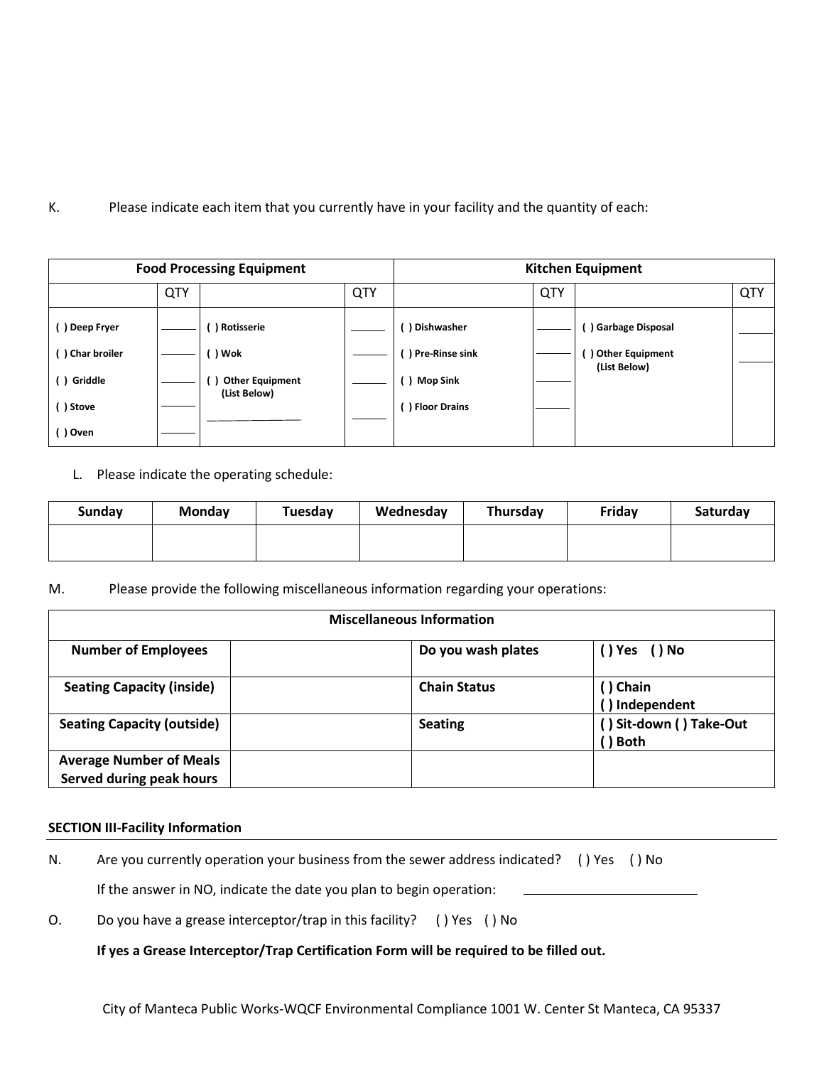K. Please indicate each item that you currently have in your facility and the quantity of each:

| Food Processing Equipment | | | | Kitchen Equipment | | | |
|---|---|---|---|---|---|---|---|
| | QTY | | QTY | | QTY | | QTY |
| ( ) Deep Fryer | ____ | ( ) Rotisserie | ____ | ( ) Dishwasher | ____ | ( ) Garbage Disposal | ____ |
| ( ) Char broiler | ____ | ( ) Wok | ____ | ( ) Pre-Rinse sink | ____ | ( ) Other Equipment (List Below) | ____ |
| ( ) Griddle | ____ | ( ) Other Equipment (List Below) | ____ | ( ) Mop Sink | ____ | | |
| ( ) Stove | ____ | ____________ | ____ | ( ) Floor Drains | ____ | | |
| ( ) Oven | ____ | | | | | | |

L. Please indicate the operating schedule:

| Sunday | Monday | Tuesday | Wednesday | Thursday | Friday | Saturday |
|---|---|---|---|---|---|---|
| | | | | | | |

M. Please provide the following miscellaneous information regarding your operations:

| Miscellaneous Information | | | |
|---|---|---|---|
| **Number of Employees** | | **Do you wash plates** | ( ) Yes ( ) No |
| **Seating Capacity (inside)** | | **Chain Status** | ( ) Chain<br>( ) Independent |
| **Seating Capacity (outside)** | | **Seating** | ( ) Sit-down ( ) Take-Out<br>( ) Both |
| **Average Number of Meals Served during peak hours** | | | |

**SECTION III-Facility Information**

N. Are you currently operation your business from the sewer address indicated? ( ) Yes ( ) No

If the answer in NO, indicate the date you plan to begin operation: ____________________

O. Do you have a grease interceptor/trap in this facility? ( ) Yes ( ) No

**If yes a Grease Interceptor/Trap Certification Form will be required to be filled out.**

City of Manteca Public Works-WQCF Environmental Compliance 1001 W. Center St Manteca, CA 95337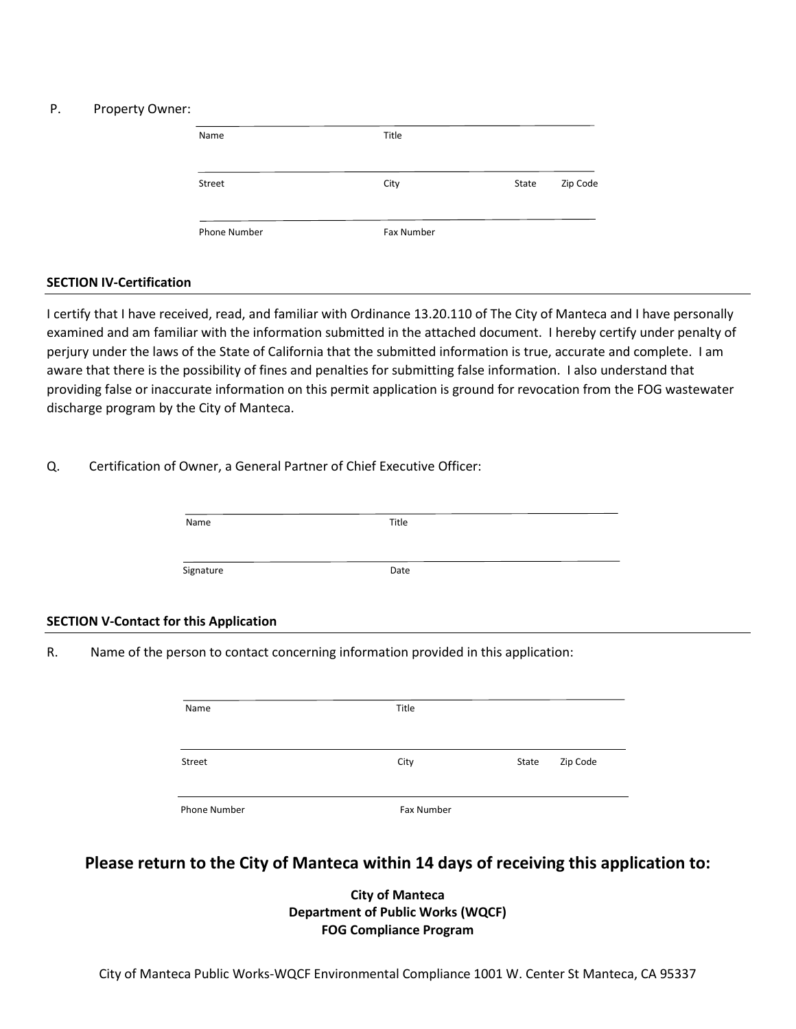P. Property Owner:

Name Title

Street City State Zip Code

Phone Number Fax Number

**SECTION IV-Certification**

I certify that I have received, read, and familiar with Ordinance 13.20.110 of The City of Manteca and I have personally examined and am familiar with the information submitted in the attached document. I hereby certify under penalty of perjury under the laws of the State of California that the submitted information is true, accurate and complete. I am aware that there is the possibility of fines and penalties for submitting false information. I also understand that providing false or inaccurate information on this permit application is ground for revocation from the FOG wastewater discharge program by the City of Manteca.

Q. Certification of Owner, a General Partner of Chief Executive Officer:

Name Title

Signature Date

**SECTION V-Contact for this Application**

R. Name of the person to contact concerning information provided in this application:

Name Title

Street City State Zip Code

Phone Number Fax Number

## Please return to the City of Manteca within 14 days of receiving this application to:

**City of Manteca**
**Department of Public Works (WQCF)**
**FOG Compliance Program**

City of Manteca Public Works-WQCF Environmental Compliance 1001 W. Center St Manteca, CA 95337